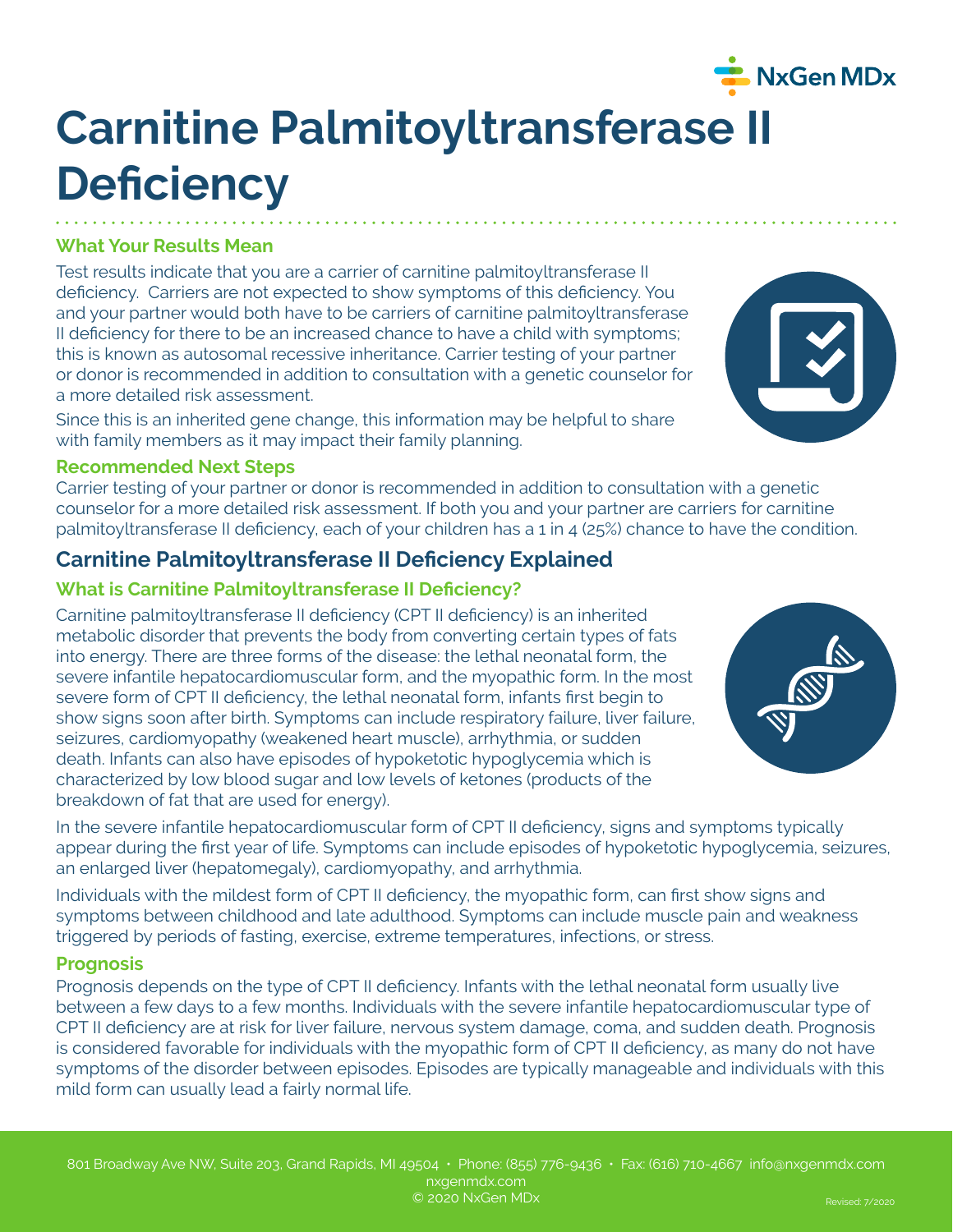# Carnitine Palmitoyltransferase II Deficiency

### What Your Results Mean

Test results indicate that you are a carrier of carnitine palmitoyltransferase II deficiency. Carriers are not expected to show symptoms of this deficiency. You and your partner would both have to be carriers of carnitine palmitoyltransferase II deficiency for there to be an increased chance to have a child with symptoms; this is known as autosomal recessive inheritance. Carrier testing of your partner or donor is recommended in addition to consultation with a genetic counselor for a more detailed risk assessment.

Since this is an inherited gene change, this information may be helpful to share with family members as it may impact their family planning.

### Recommended Next Steps

Carrier testing of your partner or donor is recommended in addition to consultation with a genetic counselor for a more detailed risk assessment. If both you and your partner are carriers for carnitine palmitoyltransferase II deficiency, each of your children has a 1 in 4 (25%) chance to have the condition.

## Carnitine Palmitoyltransferase II Deficiency Explained

### What is Carnitine Palmitoyltransferase II Deficiency?

Carnitine palmitoyltransferase II deficiency (CPT II deficiency) is an inherited metabolic disorder that prevents the body from converting certain types of fats into energy. There are three forms of the disease: the lethal neonatal form, the severe infantile hepatocardiomuscular form, and the myopathic form. In the most severe form of CPT II deficiency, the lethal neonatal form, infants first begin to show signs soon after birth. Symptoms can include respiratory failure, liver failure, seizures, cardiomyopathy (weakened heart muscle), arrhythmia, or sudden death. Infants can also have episodes of hypoketotic hypoglycemia which is characterized by low blood sugar and low levels of ketones (products of the breakdown of fat that are used for energy).

In the severe infantile hepatocardiomuscular form of CPT II deficiency, signs and symptoms typically appear during the first year of life. Symptoms can include episodes of hypoketotic hypoglycemia, seizures, an enlarged liver (hepatomegaly), cardiomyopathy, and arrhythmia.

Individuals with the mildest form of CPT II deficiency, the myopathic form, can first show signs and symptoms between childhood and late adulthood. Symptoms can include muscle pain and weakness triggered by periods of fasting, exercise, extreme temperatures, infections, or stress.

### Prognosis

Prognosis depends on the type of CPT II deficiency. Infants with the lethal neonatal form usually live between a few days to a few months. Individuals with the severe infantile hepatocardiomuscular type of CPT II deficiency are at risk for liver failure, nervous system damage, coma, and sudden death. Prognosis is considered favorable for individuals with the myopathic form of CPT II deficiency, as many do not have symptoms of the disorder between episodes. Episodes are typically manageable and individuals with this mild form can usually lead a fairly normal life.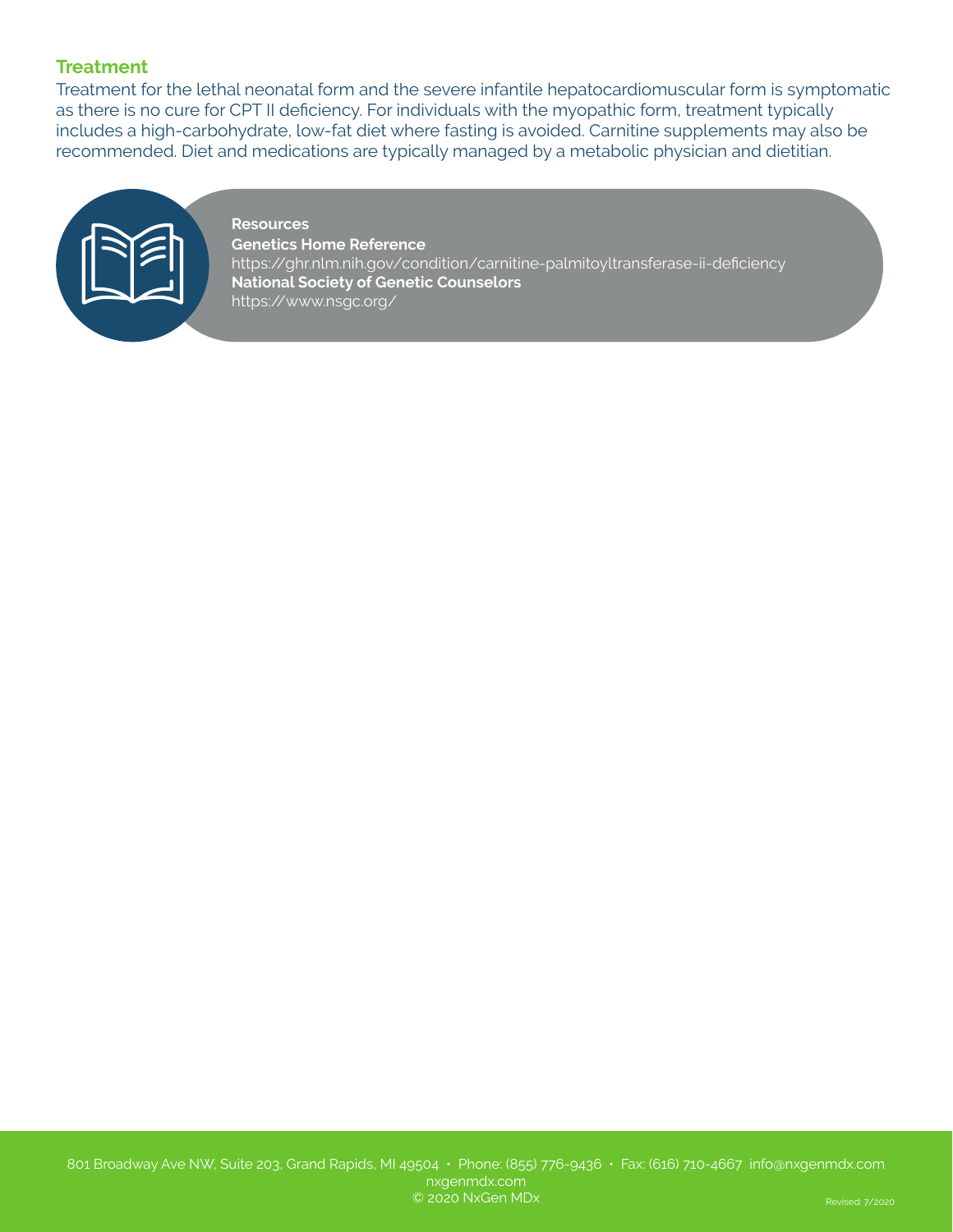## Treatment

Treatment for the lethal neonatal form and the severe infantile hepatocardiomuscular form is symptomatic as there is no cure for CPT II deficiency. For individuals with the myopathic form, treatment typically includes a high-carbohydrate, low-fat diet where fasting is avoided. Carnitine supplements may also be recommended. Diet and medications are typically managed by a metabolic physician and dietitian.

**Resources**

**Genetics Home Reference**
https://ghr.nlm.nih.gov/condition/carnitine-palmitoyltransferase-ii-deficiency

**National Society of Genetic Counselors**
https://www.nsgc.org/

801 Broadway Ave NW, Suite 203, Grand Rapids, MI 49504 • Phone: (855) 776-9436 • Fax: (616) 710-4667 info@nxgenmdx.com
nxgenmdx.com
© 2020 NxGen MDx

Revised: 7/2020